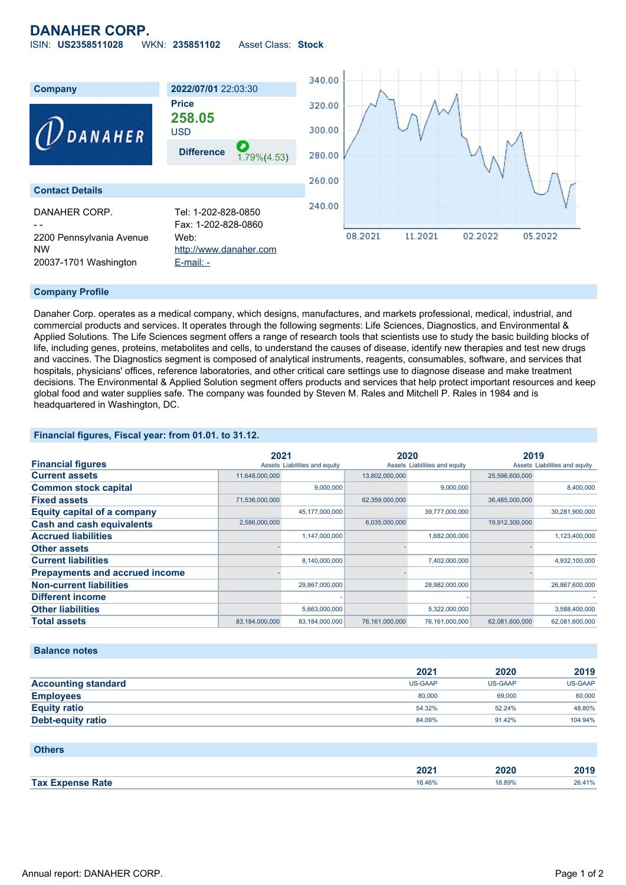# DANAHER CORP.

ISIN: **US2358511028** WKN: **235851102** Asset Class: **Stock**

| Company | 2022/07/01 22:03:30 |
|---|---|
| | Price |
| | **258.05** |
| | USD |
| | **Difference** 1.79%(4.53) |

## Contact Details

DANAHER CORP.
- -
2200 Pennsylvania Avenue NW
20037-1701 Washington

Tel: 1-202-828-0850
Fax: 1-202-828-0860
Web: http://www.danaher.com
E-mail: -

## Company Profile

Danaher Corp. operates as a medical company, which designs, manufactures, and markets professional, medical, industrial, and commercial products and services. It operates through the following segments: Life Sciences, Diagnostics, and Environmental & Applied Solutions. The Life Sciences segment offers a range of research tools that scientists use to study the basic building blocks of life, including genes, proteins, metabolites and cells, to understand the causes of disease, identify new therapies and test new drugs and vaccines. The Diagnostics segment is composed of analytical instruments, reagents, consumables, software, and services that hospitals, physicians' offices, reference laboratories, and other critical care settings use to diagnose disease and make treatment decisions. The Environmental & Applied Solution segment offers products and services that help protect important resources and keep global food and water supplies safe. The company was founded by Steven M. Rales and Mitchell P. Rales in 1984 and is headquartered in Washington, DC.

## Financial figures, Fiscal year: from 01.01. to 31.12.

| Financial figures | 2021 Assets | 2021 Liabilities and equity | 2020 Assets | 2020 Liabilities and equity | 2019 Assets | 2019 Liabilities and equity |
|---|---|---|---|---|---|---|
| Current assets | 11,648,000,000 | | 13,802,000,000 | | 25,596,600,000 | |
| Common stock capital | | 9,000,000 | | 9,000,000 | | 8,400,000 |
| Fixed assets | 71,536,000,000 | | 62,359,000,000 | | 36,485,000,000 | |
| Equity capital of a company | | 45,177,000,000 | | 39,777,000,000 | | 30,281,900,000 |
| Cash and cash equivalents | 2,586,000,000 | | 6,035,000,000 | | 19,912,300,000 | |
| Accrued liabilities | | 1,147,000,000 | | 1,682,000,000 | | 1,123,400,000 |
| Other assets | - | | - | | - | |
| Current liabilities | | 8,140,000,000 | | 7,402,000,000 | | 4,932,100,000 |
| Prepayments and accrued income | - | | - | | - | |
| Non-current liabilities | | 29,867,000,000 | | 28,982,000,000 | | 26,867,600,000 |
| Different income | | - | | - | | - |
| Other liabilities | | 5,663,000,000 | | 5,322,000,000 | | 3,588,400,000 |
| Total assets | 83,184,000,000 | 83,184,000,000 | 76,161,000,000 | 76,161,000,000 | 62,081,600,000 | 62,081,600,000 |

## Balance notes

| | 2021 | 2020 | 2019 |
|---|---|---|---|
| Accounting standard | US-GAAP | US-GAAP | US-GAAP |
| Employees | 80,000 | 69,000 | 60,000 |
| Equity ratio | 54.32% | 52.24% | 48.80% |
| Debt-equity ratio | 84.09% | 91.42% | 104.94% |

## Others

| | 2021 | 2020 | 2019 |
|---|---|---|---|
| Tax Expense Rate | 16.46% | 18.89% | 26.41% |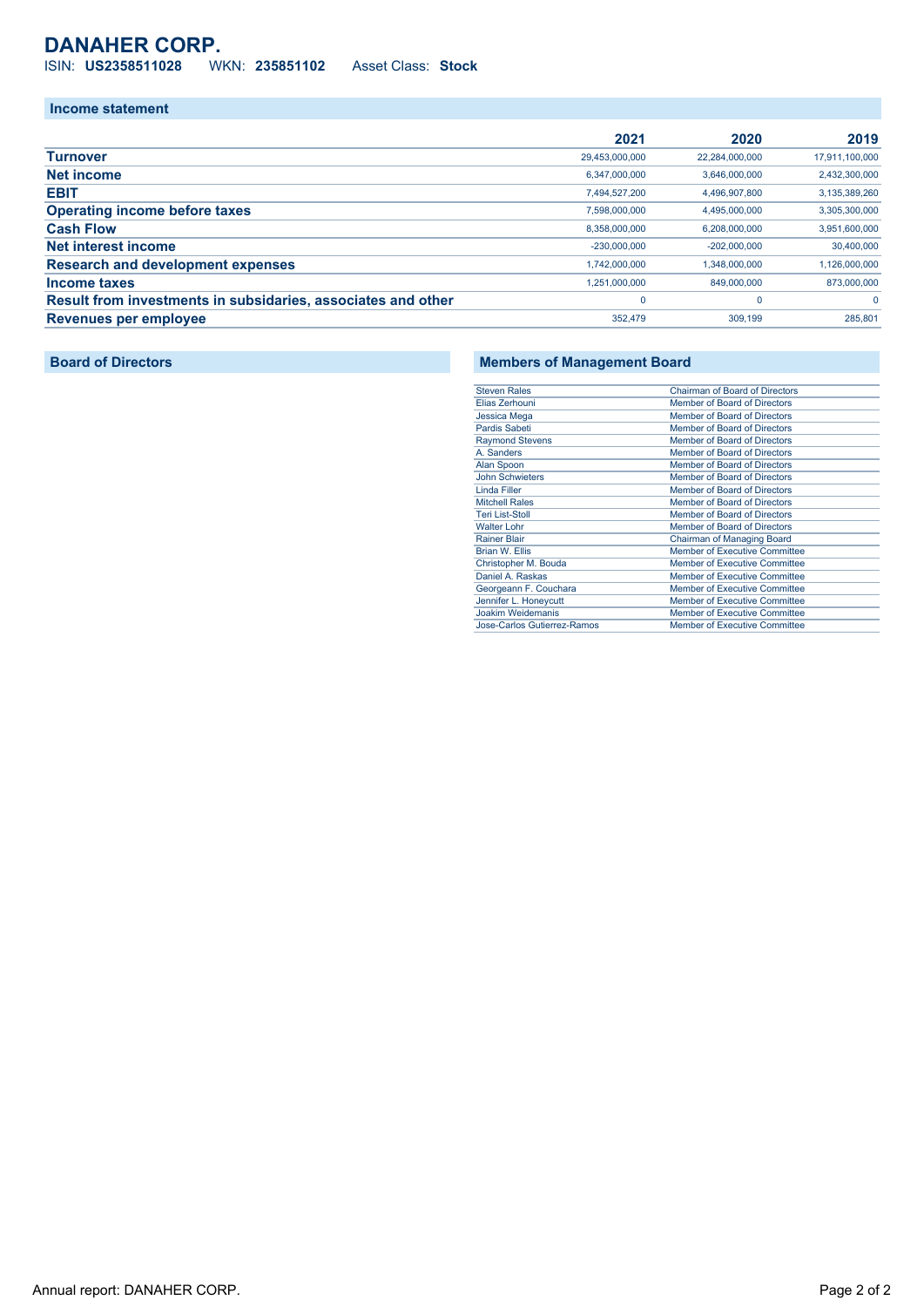# DANAHER CORP.

ISIN: **US2358511028** WKN: **235851102** Asset Class: **Stock**

## Income statement

| | 2021 | 2020 | 2019 |
|---|---|---|---|
| **Turnover** | 29,453,000,000 | 22,284,000,000 | 17,911,100,000 |
| **Net income** | 6,347,000,000 | 3,646,000,000 | 2,432,300,000 |
| **EBIT** | 7,494,527,200 | 4,496,907,800 | 3,135,389,260 |
| **Operating income before taxes** | 7,598,000,000 | 4,495,000,000 | 3,305,300,000 |
| **Cash Flow** | 8,358,000,000 | 6,208,000,000 | 3,951,600,000 |
| **Net interest income** | -230,000,000 | -202,000,000 | 30,400,000 |
| **Research and development expenses** | 1,742,000,000 | 1,348,000,000 | 1,126,000,000 |
| **Income taxes** | 1,251,000,000 | 849,000,000 | 873,000,000 |
| **Result from investments in subsidaries, associates and other** | 0 | 0 | 0 |
| **Revenues per employee** | 352,479 | 309,199 | 285,801 |

## Board of Directors

## Members of Management Board

| | |
|---|---|
| Steven Rales | Chairman of Board of Directors |
| Elias Zerhouni | Member of Board of Directors |
| Jessica Mega | Member of Board of Directors |
| Pardis Sabeti | Member of Board of Directors |
| Raymond Stevens | Member of Board of Directors |
| A. Sanders | Member of Board of Directors |
| Alan Spoon | Member of Board of Directors |
| John Schwieters | Member of Board of Directors |
| Linda Filler | Member of Board of Directors |
| Mitchell Rales | Member of Board of Directors |
| Teri List-Stoll | Member of Board of Directors |
| Walter Lohr | Member of Board of Directors |
| Rainer Blair | Chairman of Managing Board |
| Brian W. Ellis | Member of Executive Committee |
| Christopher M. Bouda | Member of Executive Committee |
| Daniel A. Raskas | Member of Executive Committee |
| Georgeann F. Couchara | Member of Executive Committee |
| Jennifer L. Honeycutt | Member of Executive Committee |
| Joakim Weidemanis | Member of Executive Committee |
| Jose-Carlos Gutierrez-Ramos | Member of Executive Committee |

Annual report: DANAHER CORP.